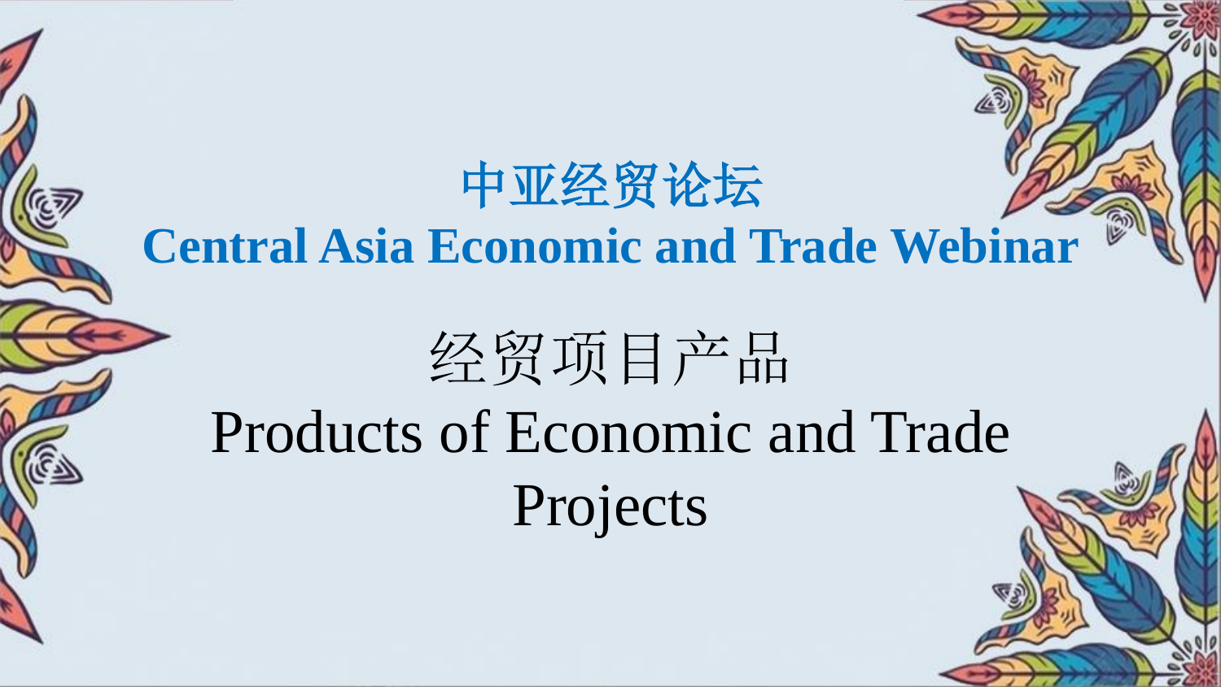# 中亚经贸论坛
# Central Asia Economic and Trade Webinar

## 经贸项目产品
## Products of Economic and Trade Projects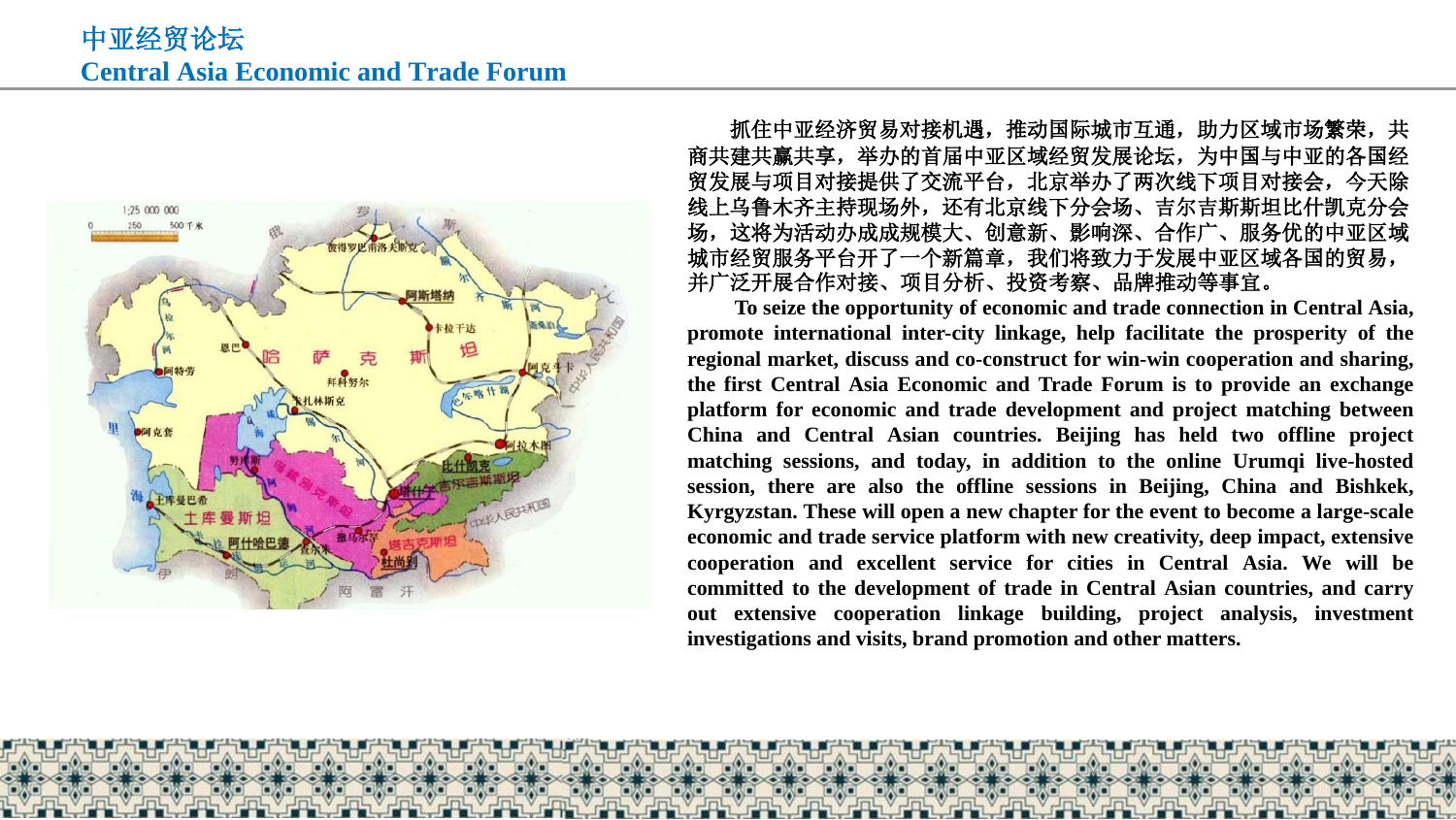# 中亚经贸论坛
# Central Asia Economic and Trade Forum

抓住中亚经济贸易对接机遇，推动国际城市互通，助力区域市场繁荣，共商共建共赢共享，举办的首届中亚区域经贸发展论坛，为中国与中亚的各国经贸发展与项目对接提供了交流平台，北京举办了两次线下项目对接会，今天除线上乌鲁木齐主持现场外，还有北京线下分会场、吉尔吉斯斯坦比什凯克分会场，这将为活动办成成规模大、创意新、影响深、合作广、服务优的中亚区域城市经贸服务平台开了一个新篇章，我们将致力于发展中亚区域各国的贸易，并广泛开展合作对接、项目分析、投资考察、品牌推动等事宜。

**To seize the opportunity of economic and trade connection in Central Asia, promote international inter-city linkage, help facilitate the prosperity of the regional market, discuss and co-construct for win-win cooperation and sharing, the first Central Asia Economic and Trade Forum is to provide an exchange platform for economic and trade development and project matching between China and Central Asian countries. Beijing has held two offline project matching sessions, and today, in addition to the online Urumqi live-hosted session, there are also the offline sessions in Beijing, China and Bishkek, Kyrgyzstan. These will open a new chapter for the event to become a large-scale economic and trade service platform with new creativity, deep impact, extensive cooperation and excellent service for cities in Central Asia. We will be committed to the development of trade in Central Asian countries, and carry out extensive cooperation linkage building, project analysis, investment investigations and visits, brand promotion and other matters.**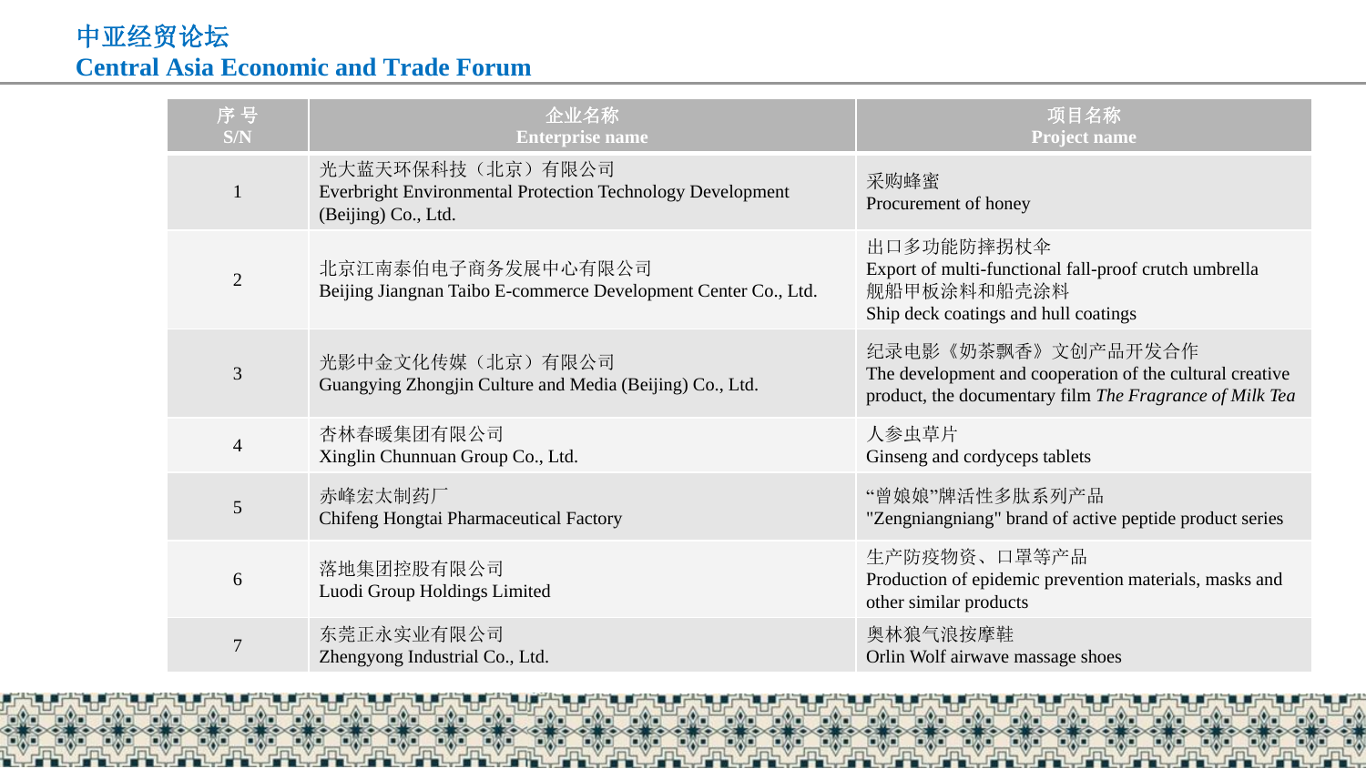# 中亚经贸论坛
# Central Asia Economic and Trade Forum

| 序 号<br>S/N | 企业名称<br>Enterprise name | 项目名称<br>Project name |
|---|---|---|
| 1 | 光大蓝天环保科技（北京）有限公司<br>Everbright Environmental Protection Technology Development (Beijing) Co., Ltd. | 采购蜂蜜<br>Procurement of honey |
| 2 | 北京江南泰伯电子商务发展中心有限公司<br>Beijing Jiangnan Taibo E-commerce Development Center Co., Ltd. | 出口多功能防摔拐杖伞<br>Export of multi-functional fall-proof crutch umbrella<br>舰船甲板涂料和船壳涂料<br>Ship deck coatings and hull coatings |
| 3 | 光影中金文化传媒（北京）有限公司<br>Guangying Zhongjin Culture and Media (Beijing) Co., Ltd. | 纪录电影《奶茶飘香》文创产品开发合作<br>The development and cooperation of the cultural creative product, the documentary film *The Fragrance of Milk Tea* |
| 4 | 杏林春暖集团有限公司<br>Xinglin Chunnuan Group Co., Ltd. | 人参虫草片<br>Ginseng and cordyceps tablets |
| 5 | 赤峰宏太制药厂<br>Chifeng Hongtai Pharmaceutical Factory | "曾娘娘"牌活性多肽系列产品<br>"Zengniangniang" brand of active peptide product series |
| 6 | 落地集团控股有限公司<br>Luodi Group Holdings Limited | 生产防疫物资、口罩等产品<br>Production of epidemic prevention materials, masks and other similar products |
| 7 | 东莞正永实业有限公司<br>Zhengyong Industrial Co., Ltd. | 奥林狼气浪按摩鞋<br>Orlin Wolf airwave massage shoes |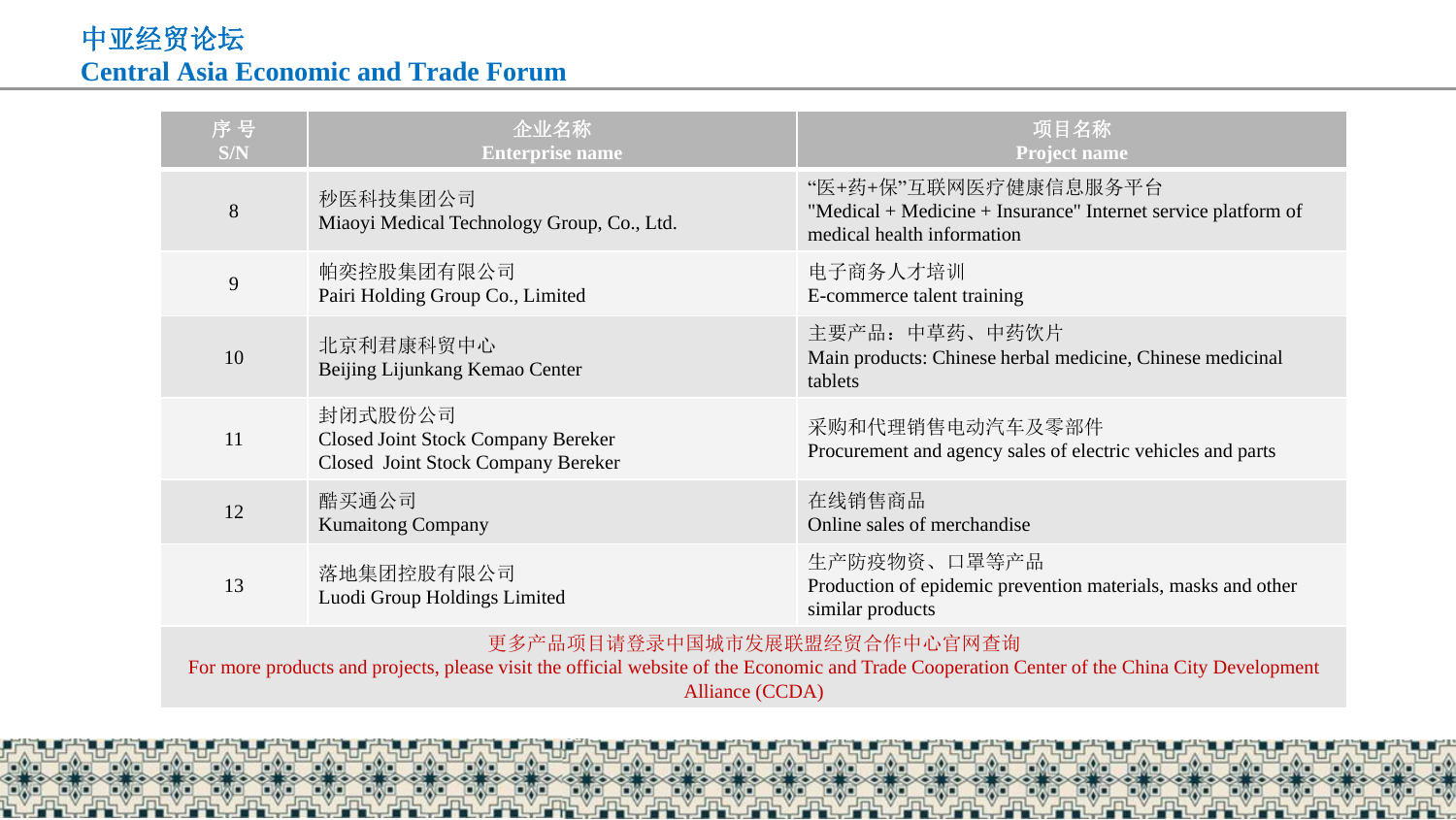# 中亚经贸论坛
# Central Asia Economic and Trade Forum

| 序 号 S/N | 企业名称 Enterprise name | 项目名称 Project name |
| --- | --- | --- |
| 8 | 秒医科技集团公司<br>Miaoyi Medical Technology Group, Co., Ltd. | “医+药+保”互联网医疗健康信息服务平台<br>"Medical + Medicine + Insurance" Internet service platform of medical health information |
| 9 | 帕奕控股集团有限公司<br>Pairi Holding Group Co., Limited | 电子商务人才培训<br>E-commerce talent training |
| 10 | 北京利君康科贸中心<br>Beijing Lijunkang Kemao Center | 主要产品：中草药、中药饮片<br>Main products: Chinese herbal medicine, Chinese medicinal tablets |
| 11 | 封闭式股份公司<br>Closed Joint Stock Company Bereker<br>Closed Joint Stock Company Bereker | 采购和代理销售电动汽车及零部件<br>Procurement and agency sales of electric vehicles and parts |
| 12 | 酷买通公司<br>Kumaitong Company | 在线销售商品<br>Online sales of merchandise |
| 13 | 落地集团控股有限公司<br>Luodi Group Holdings Limited | 生产防疫物资、口罩等产品<br>Production of epidemic prevention materials, masks and other similar products |

更多产品项目请登录中国城市发展联盟经贸合作中心官网查询
For more products and projects, please visit the official website of the Economic and Trade Cooperation Center of the China City Development Alliance (CCDA)